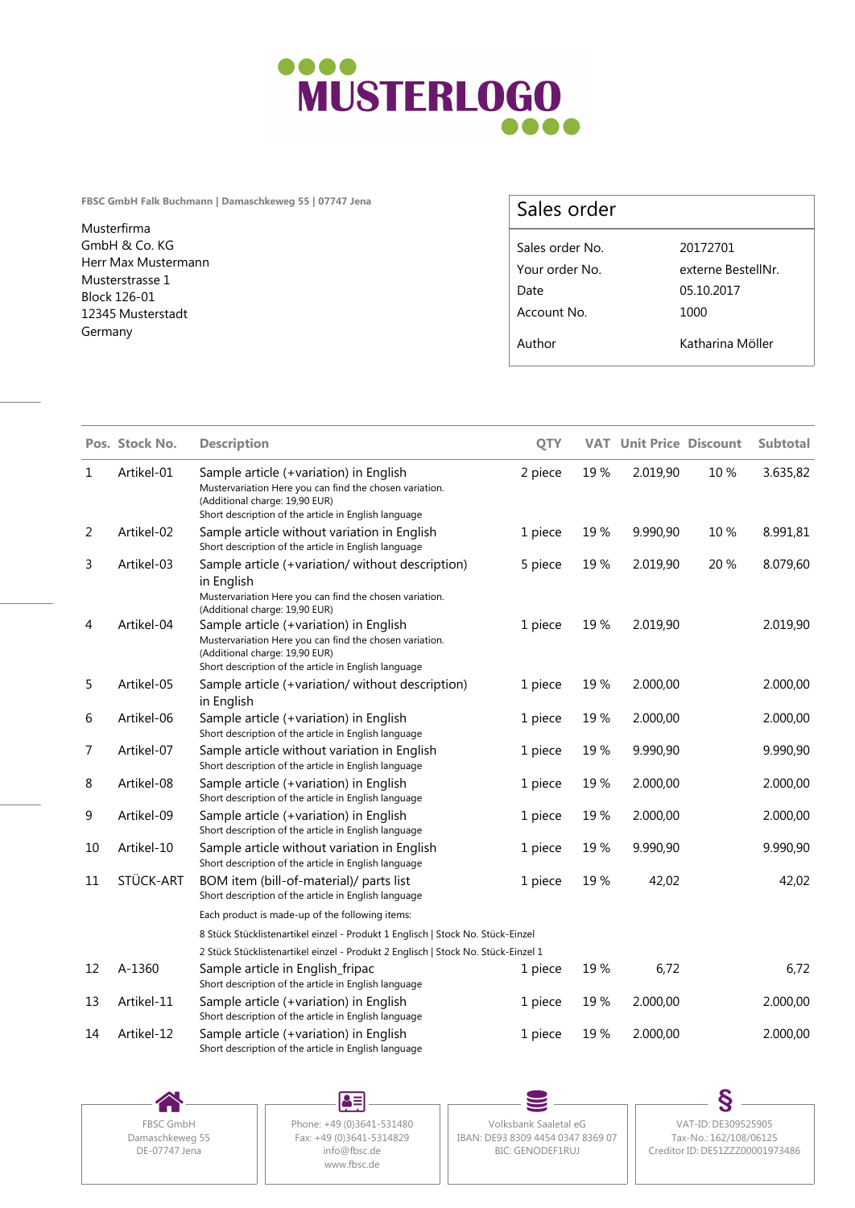MUSTERLOGO

FBSC GmbH Falk Buchmann | Damaschkeweg 55 | 07747 Jena

Musterfirma
GmbH & Co. KG
Herr Max Mustermann
Musterstrasse 1
Block 126-01
12345 Musterstadt
Germany

## Sales order

| | |
|---|---|
| Sales order No. | 20172701 |
| Your order No. | externe BestellNr. |
| Date | 05.10.2017 |
| Account No. | 1000 |
| Author | Katharina Möller |

| Pos. | Stock No. | Description | QTY | VAT | Unit Price | Discount | Subtotal |
|---|---|---|---|---|---|---|---|
| 1 | Artikel-01 | Sample article (+variation) in English<br>Mustervariation Here you can find the chosen variation.<br>(Additional charge: 19,90 EUR)<br>Short description of the article in English language | 2 piece | 19 % | 2.019,90 | 10 % | 3.635,82 |
| 2 | Artikel-02 | Sample article without variation in English<br>Short description of the article in English language | 1 piece | 19 % | 9.990,90 | 10 % | 8.991,81 |
| 3 | Artikel-03 | Sample article (+variation/ without description) in English<br>Mustervariation Here you can find the chosen variation.<br>(Additional charge: 19,90 EUR) | 5 piece | 19 % | 2.019,90 | 20 % | 8.079,60 |
| 4 | Artikel-04 | Sample article (+variation) in English<br>Mustervariation Here you can find the chosen variation.<br>(Additional charge: 19,90 EUR)<br>Short description of the article in English language | 1 piece | 19 % | 2.019,90 | | 2.019,90 |
| 5 | Artikel-05 | Sample article (+variation/ without description) in English | 1 piece | 19 % | 2.000,00 | | 2.000,00 |
| 6 | Artikel-06 | Sample article (+variation) in English<br>Short description of the article in English language | 1 piece | 19 % | 2.000,00 | | 2.000,00 |
| 7 | Artikel-07 | Sample article without variation in English<br>Short description of the article in English language | 1 piece | 19 % | 9.990,90 | | 9.990,90 |
| 8 | Artikel-08 | Sample article (+variation) in English<br>Short description of the article in English language | 1 piece | 19 % | 2.000,00 | | 2.000,00 |
| 9 | Artikel-09 | Sample article (+variation) in English<br>Short description of the article in English language | 1 piece | 19 % | 2.000,00 | | 2.000,00 |
| 10 | Artikel-10 | Sample article without variation in English<br>Short description of the article in English language | 1 piece | 19 % | 9.990,90 | | 9.990,90 |
| 11 | STÜCK-ART | BOM item (bill-of-material)/ parts list<br>Short description of the article in English language<br>Each product is made-up of the following items:<br>8 Stück Stücklistenartikel einzel - Produkt 1 Englisch \| Stock No. Stück-Einzel<br>2 Stück Stücklistenartikel einzel - Produkt 2 Englisch \| Stock No. Stück-Einzel 1 | 1 piece | 19 % | 42,02 | | 42,02 |
| 12 | A-1360 | Sample article in English_fripac<br>Short description of the article in English language | 1 piece | 19 % | 6,72 | | 6,72 |
| 13 | Artikel-11 | Sample article (+variation) in English<br>Short description of the article in English language | 1 piece | 19 % | 2.000,00 | | 2.000,00 |
| 14 | Artikel-12 | Sample article (+variation) in English<br>Short description of the article in English language | 1 piece | 19 % | 2.000,00 | | 2.000,00 |

FBSC GmbH
Damaschkeweg 55
DE-07747 Jena

Phone: +49 (0)3641-531480
Fax: +49 (0)3641-5314829
info@fbsc.de
www.fbsc.de

Volksbank Saaletal eG
IBAN: DE93 8309 4454 0347 8369 07
BIC: GENODEF1RUJ

VAT-ID: DE309525905
Tax-No.: 162/108/06125
Creditor ID: DE51ZZZ00001973486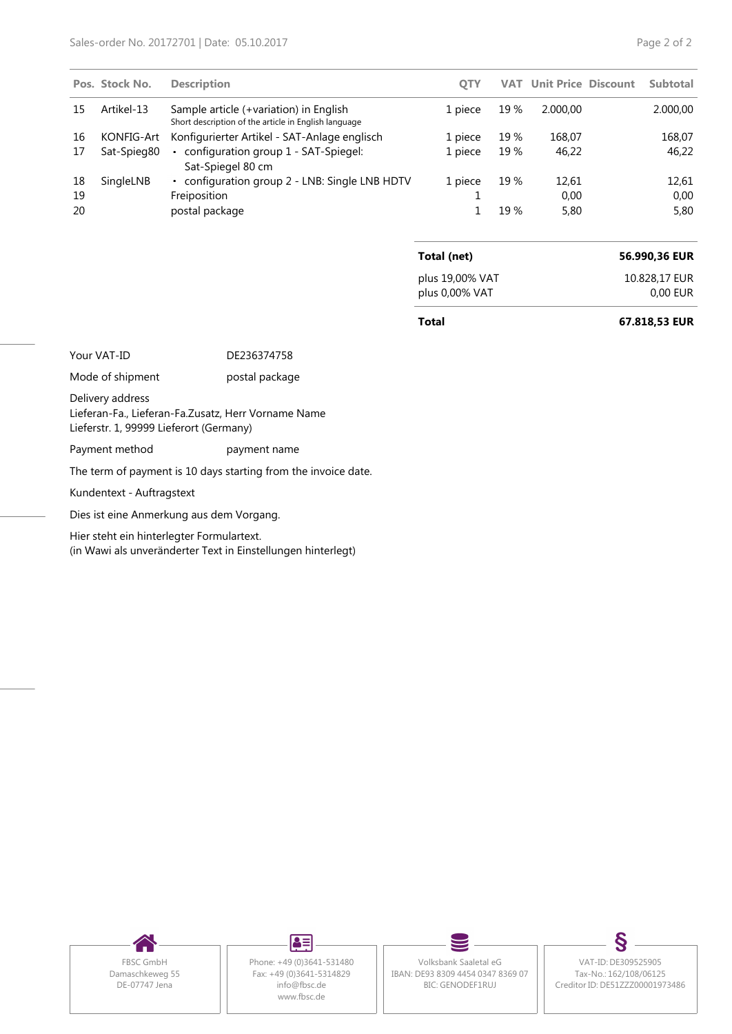| Pos. | Stock No. | Description | QTY | VAT | Unit Price | Discount | Subtotal |
| --- | --- | --- | --- | --- | --- | --- | --- |
| 15 | Artikel-13 | Sample article (+variation) in English<br>Short description of the article in English language | 1 piece | 19 % | 2.000,00 | | 2.000,00 |
| 16 | KONFIG-Art | Konfigurierter Artikel - SAT-Anlage englisch | 1 piece | 19 % | 168,07 | | 168,07 |
| 17 | Sat-Spieg80 | • configuration group 1 - SAT-Spiegel: Sat-Spiegel 80 cm | 1 piece | 19 % | 46,22 | | 46,22 |
| 18 | SingleLNB | • configuration group 2 - LNB: Single LNB HDTV | 1 piece | 19 % | 12,61 | | 12,61 |
| 19 | | Freiposition | 1 | | 0,00 | | 0,00 |
| 20 | | postal package | 1 | 19 % | 5,80 | | 5,80 |

| | |
| --- | --- |
| **Total (net)** | **56.990,36 EUR** |
| plus 19,00% VAT | 10.828,17 EUR |
| plus 0,00% VAT | 0,00 EUR |
| **Total** | **67.818,53 EUR** |

Your VAT-ID DE236374758

Mode of shipment postal package

Delivery address
Lieferan-Fa., Lieferan-Fa.Zusatz, Herr Vorname Name
Lieferstr. 1, 99999 Lieferort (Germany)

Payment method payment name

The term of payment is 10 days starting from the invoice date.

Kundentext - Auftragstext

Dies ist eine Anmerkung aus dem Vorgang.

Hier steht ein hinterlegter Formulartext.
(in Wawi als unveränderter Text in Einstellungen hinterlegt)

FBSC GmbH
Damaschkeweg 55
DE-07747 Jena

Phone: +49 (0)3641-531480
Fax: +49 (0)3641-5314829
info@fbsc.de
www.fbsc.de

Volksbank Saaletal eG
IBAN: DE93 8309 4454 0347 8369 07
BIC: GENODEF1RUJ

VAT-ID: DE309525905
Tax-No.: 162/108/06125
Creditor ID: DE51ZZZ00001973486